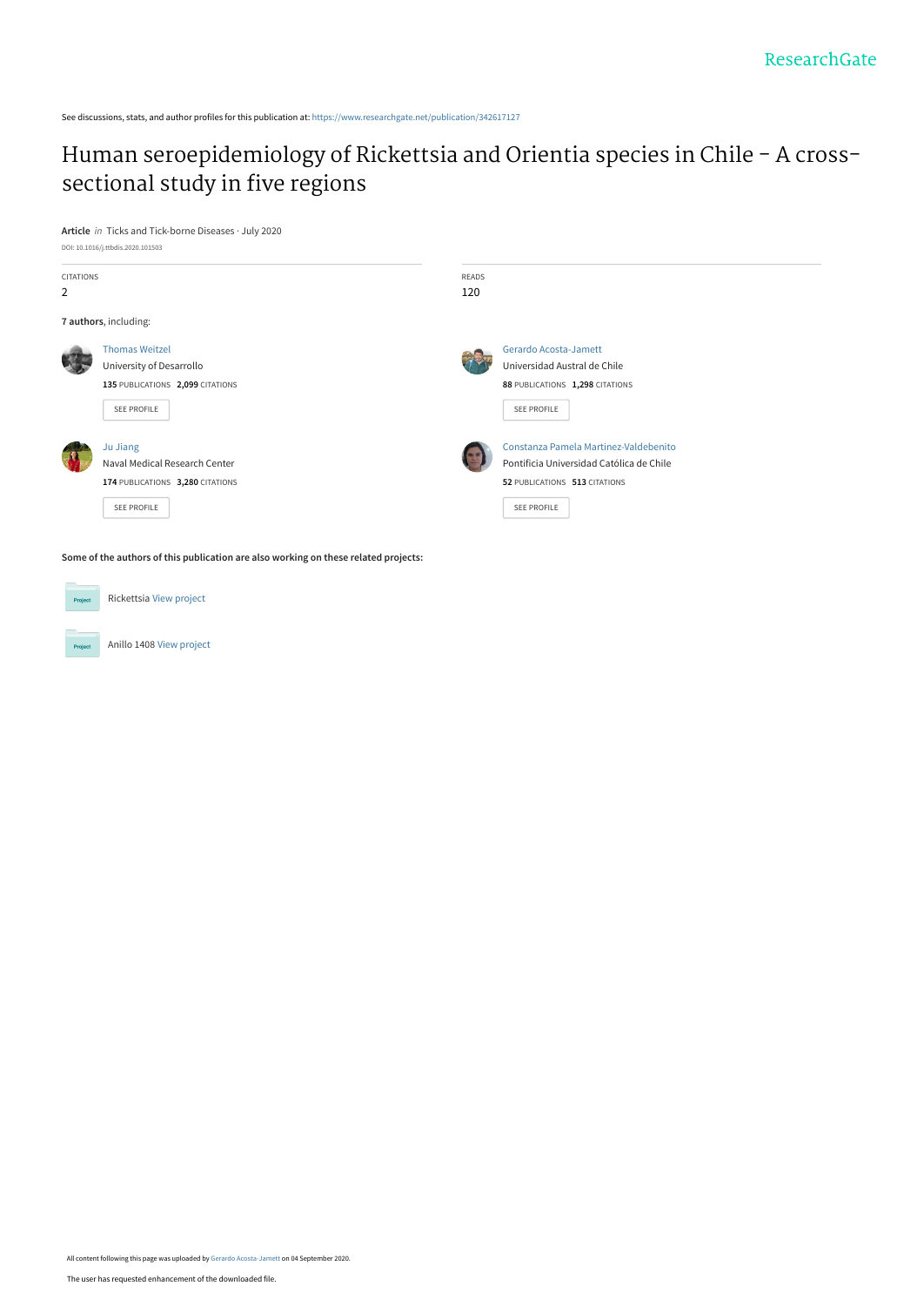ResearchGate

See discussions, stats, and author profiles for this publication at: https://www.researchgate.net/publication/342617127

# Human seroepidemiology of Rickettsia and Orientia species in Chile - A cross-sectional study in five regions

**Article** *in* Ticks and Tick-borne Diseases · July 2020

DOI: 10.1016/j.ttbdis.2020.101503

| CITATIONS | READS |
| --- | --- |
| 2 | 120 |

**7 authors**, including:

Thomas Weitzel
University of Desarrollo
**135** PUBLICATIONS **2,099** CITATIONS
SEE PROFILE

Gerardo Acosta-Jamett
Universidad Austral de Chile
**88** PUBLICATIONS **1,298** CITATIONS
SEE PROFILE

Ju Jiang
Naval Medical Research Center
**174** PUBLICATIONS **3,280** CITATIONS
SEE PROFILE

Constanza Pamela Martinez-Valdebenito
Pontificia Universidad Católica de Chile
**52** PUBLICATIONS **513** CITATIONS
SEE PROFILE

**Some of the authors of this publication are also working on these related projects:**

Rickettsia View project

Anillo 1408 View project

All content following this page was uploaded by Gerardo Acosta-Jamett on 04 September 2020.

The user has requested enhancement of the downloaded file.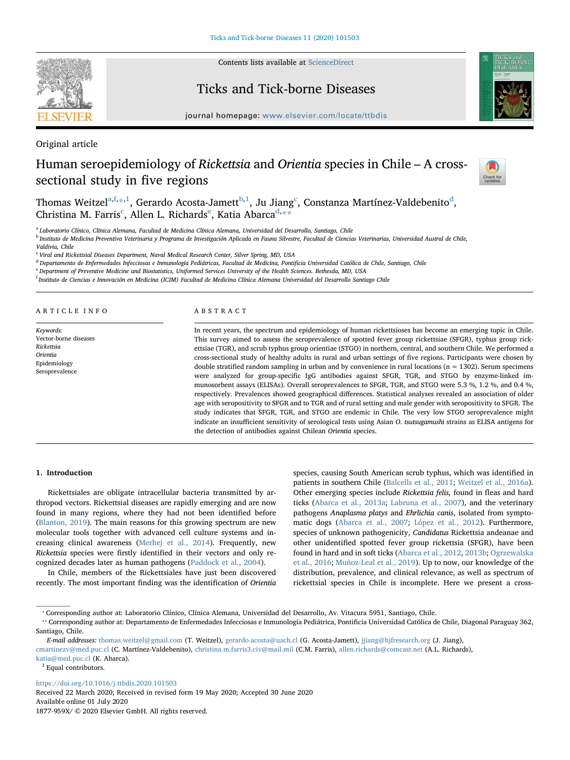Original article

# Human seroepidemiology of *Rickettsia* and *Orientia* species in Chile – A cross-sectional study in five regions

Thomas Weitzel[a,f,*,1], Gerardo Acosta-Jamett[b,1], Ju Jiang[c], Constanza Martínez-Valdebenito[d], Christina M. Farris[c], Allen L. Richards[e], Katia Abarca[d,**]

[a] Laboratorio Clínico, Clínica Alemana, Facultad de Medicina Clínica Alemana, Universidad del Desarrollo, Santiago, Chile
[b] Instituto de Medicina Preventiva Veterinaria y Programa de Investigación Aplicada en Fauna Silvestre, Facultad de Ciencias Veterinarias, Universidad Austral de Chile, Valdivia, Chile
[c] Viral and Rickettsial Diseases Department, Naval Medical Research Center, Silver Spring, MD, USA
[d] Departamento de Enfermedades Infecciosas e Inmunología Pediátricas, Facultad de Medicina, Pontificia Universidad Católica de Chile, Santiago, Chile
[e] Department of Preventive Medicine and Biostatistics, Uniformed Services University of the Health Sciences. Bethesda, MD, USA
[f] Instituto de Ciencias e Innovación en Medicina (ICIM) Facultad de Medicina Clínica Alemana Universidad del Desarrollo Santiago Chile

## ARTICLE INFO

*Keywords:*
Vector-borne diseases
*Rickettsia*
*Orientia*
Epidemiology
Seroprevalence

## ABSTRACT

In recent years, the spectrum and epidemiology of human rickettsioses has become an emerging topic in Chile. This survey aimed to assess the seroprevalence of spotted fever group rickettsiae (SFGR), typhus group rickettsiae (TGR), and scrub typhus group orientiae (STGO) in northern, central, and southern Chile. We performed a cross-sectional study of healthy adults in rural and urban settings of five regions. Participants were chosen by double stratified random sampling in urban and by convenience in rural locations (n = 1302). Serum specimens were analyzed for group-specific IgG antibodies against SFGR, TGR, and STGO by enzyme-linked immunosorbent assays (ELISAs). Overall seroprevalences to SFGR, TGR, and STGO were 5.3 %, 1.2 %, and 0.4 %, respectively. Prevalences showed geographical differences. Statistical analyses revealed an association of older age with seropositivity to SFGR and to TGR and of rural setting and male gender with seropositivity to SFGR. The study indicates that SFGR, TGR, and STGO are endemic in Chile. The very low STGO seroprevalence might indicate an insufficient sensitivity of serological tests using Asian *O. tsutsugamushi* strains as ELISA antigens for the detection of antibodies against Chilean *Orientia* species.

## 1. Introduction

Rickettsiales are obligate intracellular bacteria transmitted by arthropod vectors. Rickettsial diseases are rapidly emerging and are now found in many regions, where they had not been identified before (Blanton, 2019). The main reasons for this growing spectrum are new molecular tools together with advanced cell culture systems and increasing clinical awareness (Merhej et al., 2014). Frequently, new *Rickettsia* species were firstly identified in their vectors and only recognized decades later as human pathogens (Paddock et al., 2004).

In Chile, members of the Rickettsiales have just been discovered recently. The most important finding was the identification of *Orientia* species, causing South American scrub typhus, which was identified in patients in southern Chile (Balcells et al., 2011; Weitzel et al., 2016a). Other emerging species include *Rickettsia felis,* found in fleas and hard ticks (Abarca et al., 2013a; Labruna et al., 2007), and the veterinary pathogens *Anaplasma platys* and *Ehrlichia canis*, isolated from symptomatic dogs (Abarca et al., 2007; López et al., 2012). Furthermore, species of unknown pathogenicity, *Candidatus* Rickettsia andeanae and other unidentified spotted fever group rickettsia (SFGR), have been found in hard and in soft ticks (Abarca et al., 2012, 2013b; Ogrzewalska et al., 2016; Muñoz-Leal et al., 2019). Up to now, our knowledge of the distribution, prevalence, and clinical relevance, as well as spectrum of rickettsial species in Chile is incomplete. Here we present a cross-

* Corresponding author at: Laboratorio Clínico, Clínica Alemana, Universidad del Desarrollo, Av. Vitacura 5951, Santiago, Chile.
** Corresponding author at: Departamento de Enfermedades Infecciosas e Inmunología Pediátrica, Pontificia Universidad Católica de Chile, Diagonal Paraguay 362, Santiago, Chile.

*E-mail addresses:* thomas.weitzel@gmail.com (T. Weitzel), gerardo.acosta@uach.cl (G. Acosta-Jamett), jjiang@hjfresearch.org (J. Jiang), cmartinezv@med.puc.cl (C. Martínez-Valdebenito), christina.m.farris3.civ@mail.mil (C.M. Farris), allen.richards@comcast.net (A.L. Richards), katia@med.puc.cl (K. Abarca).

[1] Equal contributors.

https://doi.org/10.1016/j.ttbdis.2020.101503
Received 22 March 2020; Received in revised form 19 May 2020; Accepted 30 June 2020
Available online 01 July 2020
1877-959X/ © 2020 Elsevier GmbH. All rights reserved.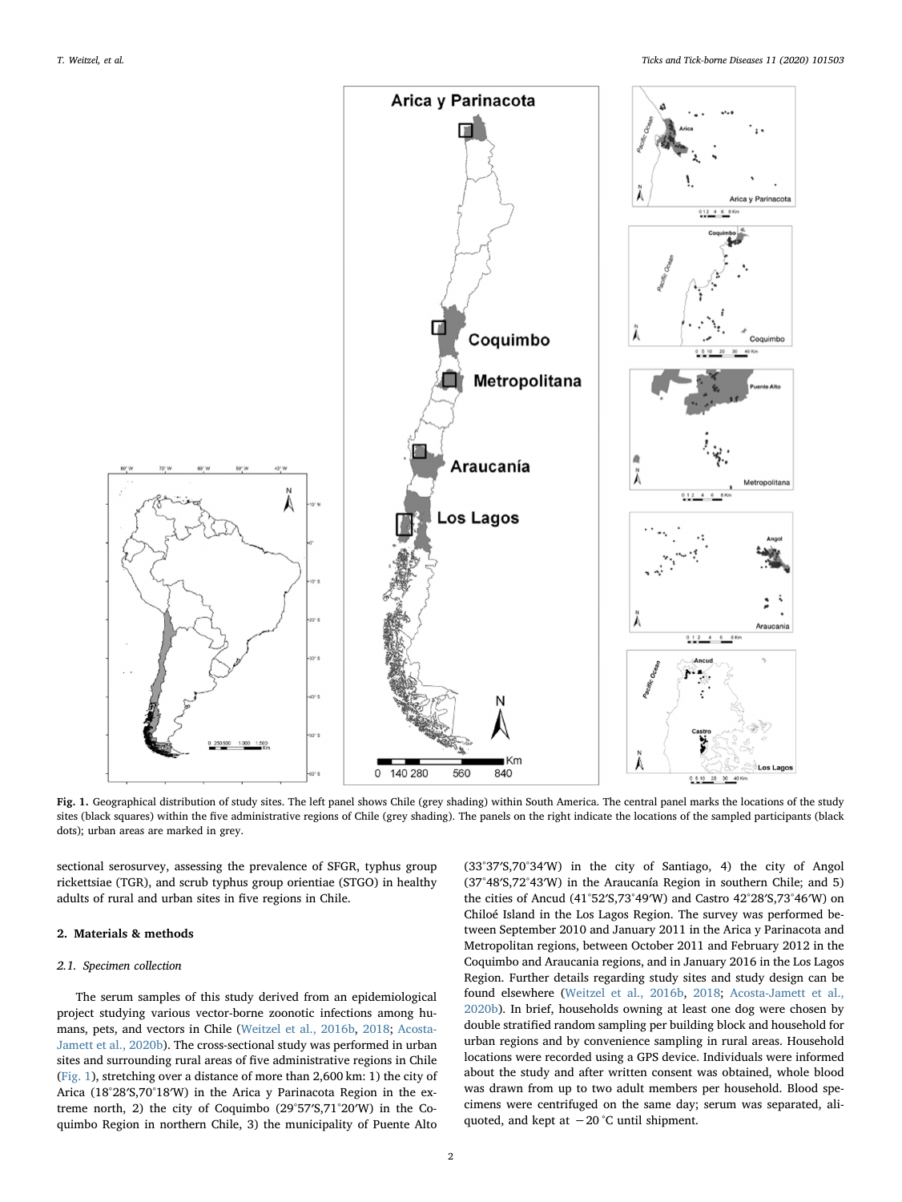**Fig. 1.** Geographical distribution of study sites. The left panel shows Chile (grey shading) within South America. The central panel marks the locations of the study sites (black squares) within the five administrative regions of Chile (grey shading). The panels on the right indicate the locations of the sampled participants (black dots); urban areas are marked in grey.

sectional serosurvey, assessing the prevalence of SFGR, typhus group rickettsiae (TGR), and scrub typhus group orientiae (STGO) in healthy adults of rural and urban sites in five regions in Chile.

## 2. Materials & methods

### 2.1. Specimen collection

The serum samples of this study derived from an epidemiological project studying various vector-borne zoonotic infections among humans, pets, and vectors in Chile (Weitzel et al., 2016b, 2018; Acosta-Jamett et al., 2020b). The cross-sectional study was performed in urban sites and surrounding rural areas of five administrative regions in Chile (Fig. 1), stretching over a distance of more than 2,600 km: 1) the city of Arica (18°28′S,70°18′W) in the Arica y Parinacota Region in the extreme north, 2) the city of Coquimbo (29°57′S,71°20′W) in the Coquimbo Region in northern Chile, 3) the municipality of Puente Alto (33°37′S,70°34′W) in the city of Santiago, 4) the city of Angol (37°48′S,72°43′W) in the Araucanía Region in southern Chile; and 5) the cities of Ancud (41°52′S,73°49′W) and Castro 42°28′S,73°46′W) on Chiloé Island in the Los Lagos Region. The survey was performed between September 2010 and January 2011 in the Arica y Parinacota and Metropolitan regions, between October 2011 and February 2012 in the Coquimbo and Araucanía regions, and in January 2016 in the Los Lagos Region. Further details regarding study sites and study design can be found elsewhere (Weitzel et al., 2016b, 2018; Acosta-Jamett et al., 2020b). In brief, households owning at least one dog were chosen by double stratified random sampling per building block and household for urban regions and by convenience sampling in rural areas. Household locations were recorded using a GPS device. Individuals were informed about the study and after written consent was obtained, whole blood was drawn from up to two adult members per household. Blood specimens were centrifuged on the same day; serum was separated, aliquoted, and kept at −20 °C until shipment.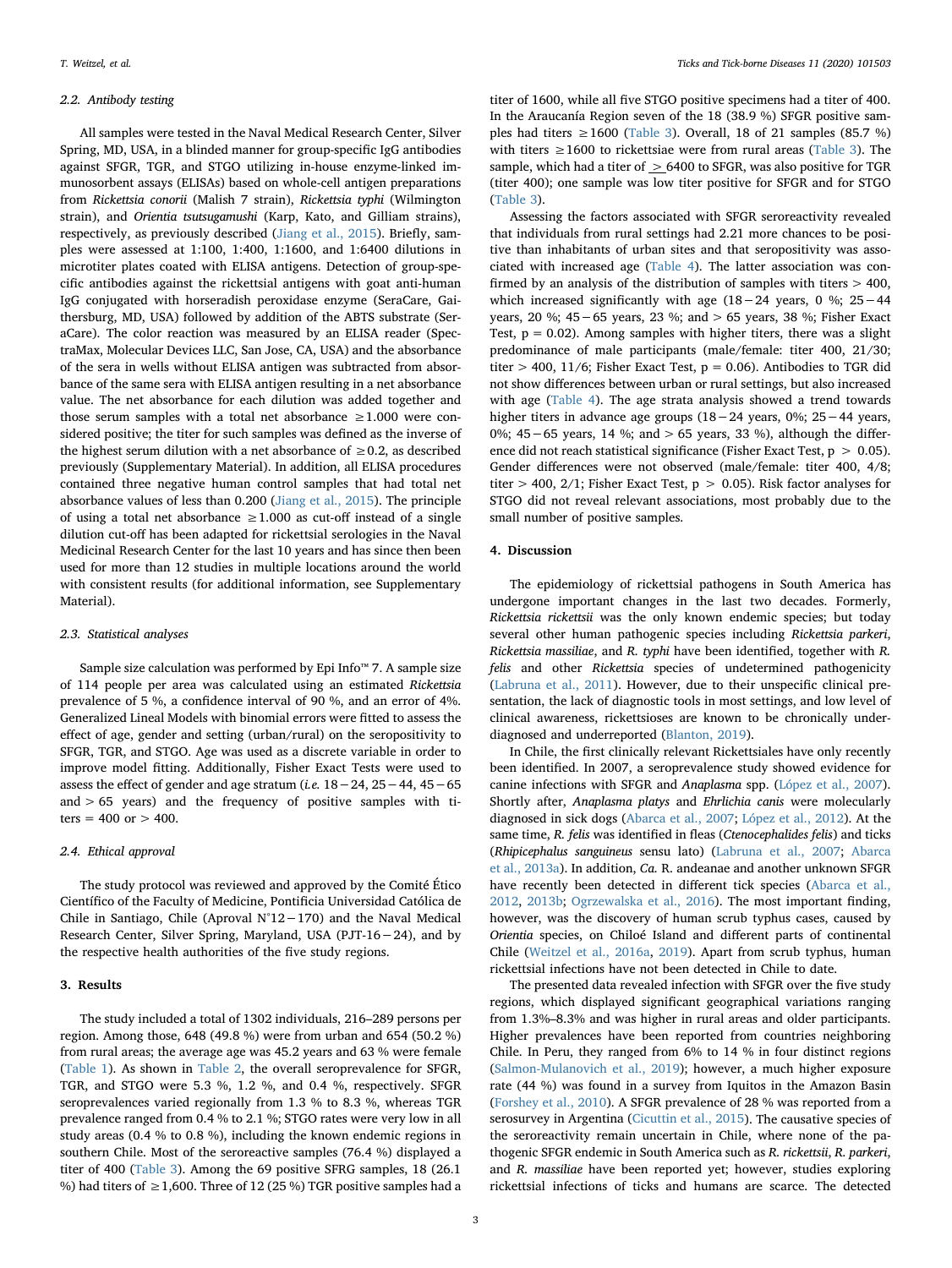### 2.2. Antibody testing

All samples were tested in the Naval Medical Research Center, Silver Spring, MD, USA, in a blinded manner for group-specific IgG antibodies against SFGR, TGR, and STGO utilizing in-house enzyme-linked immunosorbent assays (ELISAs) based on whole-cell antigen preparations from *Rickettsia conorii* (Malish 7 strain), *Rickettsia typhi* (Wilmington strain), and *Orientia tsutsugamushi* (Karp, Kato, and Gilliam strains), respectively, as previously described (Jiang et al., 2015). Briefly, samples were assessed at 1:100, 1:400, 1:1600, and 1:6400 dilutions in microtiter plates coated with ELISA antigens. Detection of group-specific antibodies against the rickettsial antigens with goat anti-human IgG conjugated with horseradish peroxidase enzyme (SeraCare, Gaithersburg, MD, USA) followed by addition of the ABTS substrate (SeraCare). The color reaction was measured by an ELISA reader (SpectraMax, Molecular Devices LLC, San Jose, CA, USA) and the absorbance of the sera in wells without ELISA antigen was subtracted from absorbance of the same sera with ELISA antigen resulting in a net absorbance value. The net absorbance for each dilution was added together and those serum samples with a total net absorbance ≥1.000 were considered positive; the titer for such samples was defined as the inverse of the highest serum dilution with a net absorbance of ≥0.2, as described previously (Supplementary Material). In addition, all ELISA procedures contained three negative human control samples that had total net absorbance values of less than 0.200 (Jiang et al., 2015). The principle of using a total net absorbance ≥1.000 as cut-off instead of a single dilution cut-off has been adapted for rickettsial serologies in the Naval Medicinal Research Center for the last 10 years and has since then been used for more than 12 studies in multiple locations around the world with consistent results (for additional information, see Supplementary Material).

### 2.3. Statistical analyses

Sample size calculation was performed by Epi Info™ 7. A sample size of 114 people per area was calculated using an estimated *Rickettsia* prevalence of 5 %, a confidence interval of 90 %, and an error of 4%. Generalized Lineal Models with binomial errors were fitted to assess the effect of age, gender and setting (urban/rural) on the seropositivity to SFGR, TGR, and STGO. Age was used as a discrete variable in order to improve model fitting. Additionally, Fisher Exact Tests were used to assess the effect of gender and age stratum (*i.e.* 18−24, 25−44, 45−65 and > 65 years) and the frequency of positive samples with titers = 400 or > 400.

### 2.4. Ethical approval

The study protocol was reviewed and approved by the Comité Ético Científico of the Faculty of Medicine, Pontificia Universidad Católica de Chile in Santiago, Chile (Aproval N°12−170) and the Naval Medical Research Center, Silver Spring, Maryland, USA (PJT-16−24), and by the respective health authorities of the five study regions.

## 3. Results

The study included a total of 1302 individuals, 216–289 persons per region. Among those, 648 (49.8 %) were from urban and 654 (50.2 %) from rural areas; the average age was 45.2 years and 63 % were female (Table 1). As shown in Table 2, the overall seroprevalence for SFGR, TGR, and STGO were 5.3 %, 1.2 %, and 0.4 %, respectively. SFGR seroprevalences varied regionally from 1.3 % to 8.3 %, whereas TGR prevalence ranged from 0.4 % to 2.1 %; STGO rates were very low in all study areas (0.4 % to 0.8 %), including the known endemic regions in southern Chile. Most of the seroreactive samples (76.4 %) displayed a titer of 400 (Table 3). Among the 69 positive SFRG samples, 18 (26.1 %) had titers of ≥1,600. Three of 12 (25 %) TGR positive samples had a titer of 1600, while all five STGO positive specimens had a titer of 400. In the Araucanía Region seven of the 18 (38.9 %) SFGR positive samples had titers ≥1600 (Table 3). Overall, 18 of 21 samples (85.7 %) with titers ≥1600 to rickettsiae were from rural areas (Table 3). The sample, which had a titer of ≥6400 to SFGR, was also positive for TGR (titer 400); one sample was low titer positive for SFGR and for STGO (Table 3).

Assessing the factors associated with SFGR seroreactivity revealed that individuals from rural settings had 2.21 more chances to be positive than inhabitants of urban sites and that seropositivity was associated with increased age (Table 4). The latter association was confirmed by an analysis of the distribution of samples with titers > 400, which increased significantly with age (18−24 years, 0 %; 25−44 years, 20 %; 45−65 years, 23 %; and > 65 years, 38 %; Fisher Exact Test, p = 0.02). Among samples with higher titers, there was a slight predominance of male participants (male/female: titer 400, 21/30; titer > 400, 11/6; Fisher Exact Test, p = 0.06). Antibodies to TGR did not show differences between urban or rural settings, but also increased with age (Table 4). The age strata analysis showed a trend towards higher titers in advance age groups (18−24 years, 0%; 25−44 years, 0%; 45−65 years, 14 %; and > 65 years, 33 %), although the difference did not reach statistical significance (Fisher Exact Test, p > 0.05). Gender differences were not observed (male/female: titer 400, 4/8; titer > 400, 2/1; Fisher Exact Test, p > 0.05). Risk factor analyses for STGO did not reveal relevant associations, most probably due to the small number of positive samples.

## 4. Discussion

The epidemiology of rickettsial pathogens in South America has undergone important changes in the last two decades. Formerly, *Rickettsia rickettsii* was the only known endemic species; but today several other human pathogenic species including *Rickettsia parkeri*, *Rickettsia massiliae*, and *R. typhi* have been identified, together with *R. felis* and other *Rickettsia* species of undetermined pathogenicity (Labruna et al., 2011). However, due to their unspecific clinical presentation, the lack of diagnostic tools in most settings, and low level of clinical awareness, rickettsioses are known to be chronically underdiagnosed and underreported (Blanton, 2019).

In Chile, the first clinically relevant Rickettsiales have only recently been identified. In 2007, a seroprevalence study showed evidence for canine infections with SFGR and *Anaplasma* spp. (López et al., 2007). Shortly after, *Anaplasma platys* and *Ehrlichia canis* were molecularly diagnosed in sick dogs (Abarca et al., 2007; López et al., 2012). At the same time, *R. felis* was identified in fleas (*Ctenocephalides felis*) and ticks (*Rhipicephalus sanguineus* sensu lato) (Labruna et al., 2007; Abarca et al., 2013a). In addition, *Ca.* R. andeanae and another unknown SFGR have recently been detected in different tick species (Abarca et al., 2012, 2013b; Ogrzewalska et al., 2016). The most important finding, however, was the discovery of human scrub typhus cases, caused by *Orientia* species, on Chiloé Island and different parts of continental Chile (Weitzel et al., 2016a, 2019). Apart from scrub typhus, human rickettsial infections have not been detected in Chile to date.

The presented data revealed infection with SFGR over the five study regions, which displayed significant geographical variations ranging from 1.3%–8.3% and was higher in rural areas and older participants. Higher prevalences have been reported from countries neighboring Chile. In Peru, they ranged from 6% to 14 % in four distinct regions (Salmon-Mulanovich et al., 2019); however, a much higher exposure rate (44 %) was found in a survey from Iquitos in the Amazon Basin (Forshey et al., 2010). A SFGR prevalence of 28 % was reported from a serosurvey in Argentina (Cicuttin et al., 2015). The causative species of the seroreactivity remain uncertain in Chile, where none of the pathogenic SFGR endemic in South America such as *R. rickettsii*, *R. parkeri*, and *R. massiliae* have been reported yet; however, studies exploring rickettsial infections of ticks and humans are scarce. The detected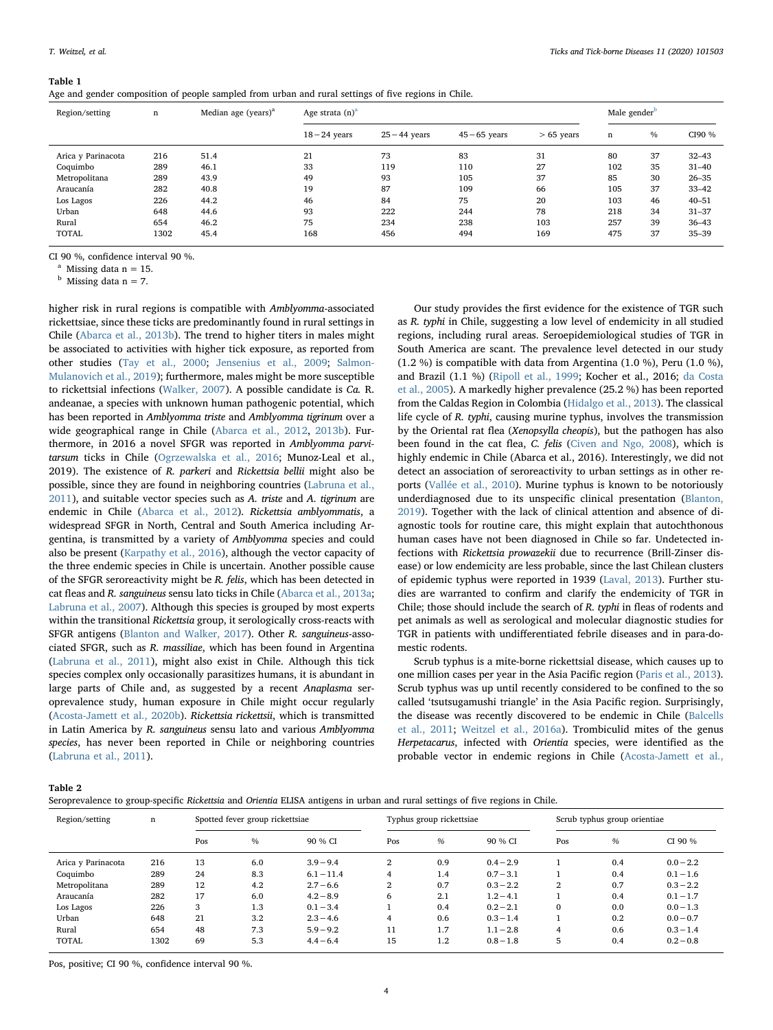**Table 1**
Age and gender composition of people sampled from urban and rural settings of five regions in Chile.

| Region/setting | n | Median age (years)[a] | Age strata (n)[a] | | | | Male gender[b] | | |
|---|---|---|---|---|---|---|---|---|---|
| | | | 18 – 24 years | 25 – 44 years | 45 – 65 years | > 65 years | n | % | CI90 % |
| Arica y Parinacota | 216 | 51.4 | 21 | 73 | 83 | 31 | 80 | 37 | 32–43 |
| Coquimbo | 289 | 46.1 | 33 | 119 | 110 | 27 | 102 | 35 | 31–40 |
| Metropolitana | 289 | 43.9 | 49 | 93 | 105 | 37 | 85 | 30 | 26–35 |
| Araucanía | 282 | 40.8 | 19 | 87 | 109 | 66 | 105 | 37 | 33–42 |
| Los Lagos | 226 | 44.2 | 46 | 84 | 75 | 20 | 103 | 46 | 40–51 |
| Urban | 648 | 44.6 | 93 | 222 | 244 | 78 | 218 | 34 | 31–37 |
| Rural | 654 | 46.2 | 75 | 234 | 238 | 103 | 257 | 39 | 36–43 |
| TOTAL | 1302 | 45.4 | 168 | 456 | 494 | 169 | 475 | 37 | 35–39 |

CI 90 %, confidence interval 90 %.
[a] Missing data n = 15.
[b] Missing data n = 7.

higher risk in rural regions is compatible with *Amblyomma*-associated rickettsiae, since these ticks are predominantly found in rural settings in Chile (Abarca et al., 2013b). The trend to higher titers in males might be associated to activities with higher tick exposure, as reported from other studies (Tay et al., 2000; Jensenius et al., 2009; Salmon-Mulanovich et al., 2019); furthermore, males might be more susceptible to rickettsial infections (Walker, 2007). A possible candidate is *Ca.* R. andeanae, a species with unknown human pathogenic potential, which has been reported in *Amblyomma triste* and *Amblyomma tigrinum* over a wide geographical range in Chile (Abarca et al., 2012, 2013b). Furthermore, in 2016 a novel SFGR was reported in *Amblyomma parvitarsum* ticks in Chile (Ogrzewalska et al., 2016; Munoz-Leal et al., 2019). The existence of *R. parkeri* and *Rickettsia bellii* might also be possible, since they are found in neighboring countries (Labruna et al., 2011), and suitable vector species such as *A. triste* and *A. tigrinum* are endemic in Chile (Abarca et al., 2012). *Rickettsia amblyommatis*, a widespread SFGR in North, Central and South America including Argentina, is transmitted by a variety of *Amblyomma* species and could also be present (Karpathy et al., 2016), although the vector capacity of the three endemic species in Chile is uncertain. Another possible cause of the SFGR seroreactivity might be *R. felis*, which has been detected in cat fleas and *R. sanguineus* sensu lato ticks in Chile (Abarca et al., 2013a; Labruna et al., 2007). Although this species is grouped by most experts within the transitional *Rickettsia* group, it serologically cross-reacts with SFGR antigens (Blanton and Walker, 2017). Other *R. sanguineus*-associated SFGR, such as *R. massiliae*, which has been found in Argentina (Labruna et al., 2011), might also exist in Chile. Although this tick species complex only occasionally parasitizes humans, it is abundant in large parts of Chile and, as suggested by a recent *Anaplasma* seroprevalence study, human exposure in Chile might occur regularly (Acosta-Jamett et al., 2020b). *Rickettsia rickettsii*, which is transmitted in Latin America by *R. sanguineus* sensu lato and various *Amblyomma species*, has never been reported in Chile or neighboring countries (Labruna et al., 2011).

Our study provides the first evidence for the existence of TGR such as *R. typhi* in Chile, suggesting a low level of endemicity in all studied regions, including rural areas. Seroepidemiological studies of TGR in South America are scant. The prevalence level detected in our study (1.2 %) is compatible with data from Argentina (1.0 %), Peru (1.0 %), and Brazil (1.1 %) (Ripoll et al., 1999; Kocher et al., 2016; da Costa et al., 2005). A markedly higher prevalence (25.2 %) has been reported from the Caldas Region in Colombia (Hidalgo et al., 2013). The classical life cycle of *R. typhi*, causing murine typhus, involves the transmission by the Oriental rat flea (*Xenopsylla cheopis*), but the pathogen has also been found in the cat flea, *C. felis* (Civen and Ngo, 2008), which is highly endemic in Chile (Abarca et al., 2016). Interestingly, we did not detect an association of seroreactivity to urban settings as in other reports (Vallée et al., 2010). Murine typhus is known to be notoriously underdiagnosed due to its unspecific clinical presentation (Blanton, 2019). Together with the lack of clinical attention and absence of diagnostic tools for routine care, this might explain that autochthonous human cases have not been diagnosed in Chile so far. Undetected infections with *Rickettsia prowazekii* due to recurrence (Brill-Zinser disease) or low endemicity are less probable, since the last Chilean clusters of epidemic typhus were reported in 1939 (Laval, 2013). Further studies are warranted to confirm and clarify the endemicity of TGR in Chile; those should include the search of *R. typhi* in fleas of rodents and pet animals as well as serological and molecular diagnostic studies for TGR in patients with undifferentiated febrile diseases and in para-domestic rodents.

Scrub typhus is a mite-borne rickettsial disease, which causes up to one million cases per year in the Asia Pacific region (Paris et al., 2013). Scrub typhus was up until recently considered to be confined to the so called 'tsutsugamushi triangle' in the Asia Pacific region. Surprisingly, the disease was recently discovered to be endemic in Chile (Balcells et al., 2011; Weitzel et al., 2016a). Trombiculid mites of the genus *Herpetacarus*, infected with *Orientia* species, were identified as the probable vector in endemic regions in Chile (Acosta-Jamett et al.,

**Table 2**
Seroprevalence to group-specific *Rickettsia* and *Orientia* ELISA antigens in urban and rural settings of five regions in Chile.

| Region/setting | n | Spotted fever group rickettsiae | | | Typhus group rickettsiae | | | Scrub typhus group orientiae | | |
|---|---|---|---|---|---|---|---|---|---|---|
| | | Pos | % | 90 % CI | Pos | % | 90 % CI | Pos | % | CI 90 % |
| Arica y Parinacota | 216 | 13 | 6.0 | 3.9 – 9.4 | 2 | 0.9 | 0.4 – 2.9 | 1 | 0.4 | 0.0 – 2.2 |
| Coquimbo | 289 | 24 | 8.3 | 6.1 – 11.4 | 4 | 1.4 | 0.7 – 3.1 | 1 | 0.4 | 0.1 – 1.6 |
| Metropolitana | 289 | 12 | 4.2 | 2.7 – 6.6 | 2 | 0.7 | 0.3 – 2.2 | 2 | 0.7 | 0.3 – 2.2 |
| Araucanía | 282 | 17 | 6.0 | 4.2 – 8.9 | 6 | 2.1 | 1.2 – 4.1 | 1 | 0.4 | 0.1 – 1.7 |
| Los Lagos | 226 | 3 | 1.3 | 0.1 – 3.4 | 1 | 0.4 | 0.2 – 2.1 | 0 | 0.0 | 0.0 – 1.3 |
| Urban | 648 | 21 | 3.2 | 2.3 – 4.6 | 4 | 0.6 | 0.3 – 1.4 | 1 | 0.2 | 0.0 – 0.7 |
| Rural | 654 | 48 | 7.3 | 5.9 – 9.2 | 11 | 1.7 | 1.1 – 2.8 | 4 | 0.6 | 0.3 – 1.4 |
| TOTAL | 1302 | 69 | 5.3 | 4.4 – 6.4 | 15 | 1.2 | 0.8 – 1.8 | 5 | 0.4 | 0.2 – 0.8 |

Pos, positive; CI 90 %, confidence interval 90 %.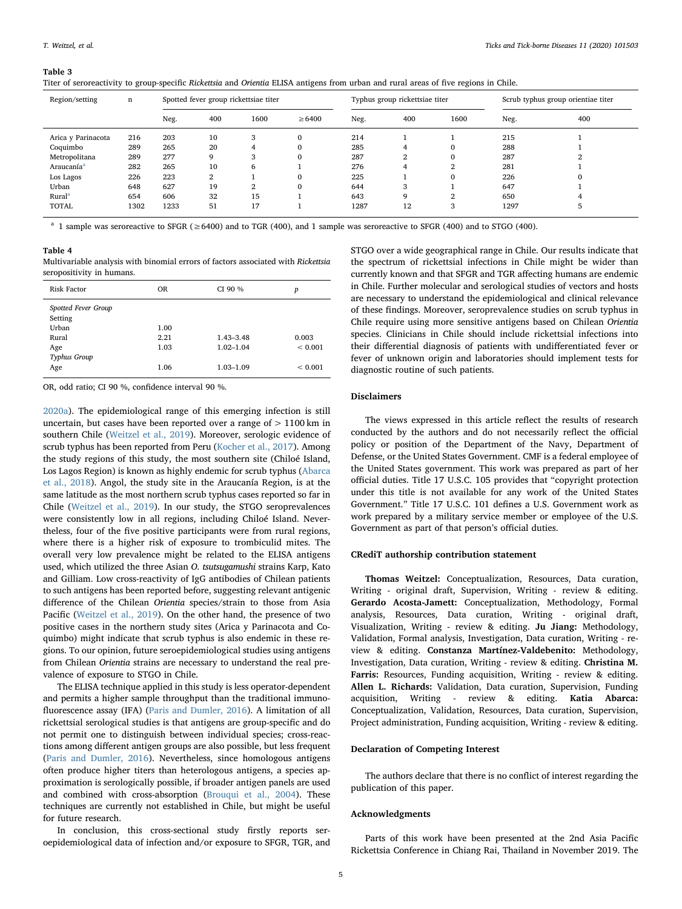**Table 3**
Titer of seroreactivity to group-specific *Rickettsia* and *Orientia* ELISA antigens from urban and rural areas of five regions in Chile.

| Region/setting | n | Spotted fever group rickettsiae titer | | | | Typhus group rickettsiae titer | | | Scrub typhus group orientiae titer | |
|---|---|---|---|---|---|---|---|---|---|---|
| | | Neg. | 400 | 1600 | ≥6400 | Neg. | 400 | 1600 | Neg. | 400 |
| Arica y Parinacota | 216 | 203 | 10 | 3 | 0 | 214 | 1 | 1 | 215 | 1 |
| Coquimbo | 289 | 265 | 20 | 4 | 0 | 285 | 4 | 0 | 288 | 1 |
| Metropolitana | 289 | 277 | 9 | 3 | 0 | 287 | 2 | 0 | 287 | 2 |
| Araucanía[a] | 282 | 265 | 10 | 6 | 1 | 276 | 4 | 2 | 281 | 1 |
| Los Lagos | 226 | 223 | 2 | 1 | 0 | 225 | 1 | 0 | 226 | 0 |
| Urban | 648 | 627 | 19 | 2 | 0 | 644 | 3 | 1 | 647 | 1 |
| Rural[a] | 654 | 606 | 32 | 15 | 1 | 643 | 9 | 2 | 650 | 4 |
| TOTAL | 1302 | 1233 | 51 | 17 | 1 | 1287 | 12 | 3 | 1297 | 5 |

[a] 1 sample was seroreactive to SFGR (≥6400) and to TGR (400), and 1 sample was seroreactive to SFGR (400) and to STGO (400).

**Table 4**
Multivariable analysis with binomial errors of factors associated with *Rickettsia* seropositivity in humans.

| Risk Factor | OR | CI 90 % | *p* |
|---|---|---|---|
| *Spotted Fever Group* | | | |
| Setting | | | |
| Urban | 1.00 | | |
| Rural | 2.21 | 1.43–3.48 | 0.003 |
| Age | 1.03 | 1.02–1.04 | < 0.001 |
| *Typhus Group* | | | |
| Age | 1.06 | 1.03–1.09 | < 0.001 |

OR, odd ratio; CI 90 %, confidence interval 90 %.

2020a). The epidemiological range of this emerging infection is still uncertain, but cases have been reported over a range of > 1100 km in southern Chile (Weitzel et al., 2019). Moreover, serologic evidence of scrub typhus has been reported from Peru (Kocher et al., 2017). Among the study regions of this study, the most southern site (Chiloé Island, Los Lagos Region) is known as highly endemic for scrub typhus (Abarca et al., 2018). Angol, the study site in the Araucanía Region, is at the same latitude as the most northern scrub typhus cases reported so far in Chile (Weitzel et al., 2019). In our study, the STGO seroprevalences were consistently low in all regions, including Chiloé Island. Nevertheless, four of the five positive participants were from rural regions, where there is a higher risk of exposure to trombiculid mites. The overall very low prevalence might be related to the ELISA antigens used, which utilized the three Asian *O. tsutsugamushi* strains Karp, Kato and Gilliam. Low cross-reactivity of IgG antibodies of Chilean patients to such antigens has been reported before, suggesting relevant antigenic difference of the Chilean *Orientia* species/strain to those from Asia Pacific (Weitzel et al., 2019). On the other hand, the presence of two positive cases in the northern study sites (Arica y Parinacota and Coquimbo) might indicate that scrub typhus is also endemic in these regions. To our opinion, future seroepidemiological studies using antigens from Chilean *Orientia* strains are necessary to understand the real prevalence of exposure to STGO in Chile.

The ELISA technique applied in this study is less operator-dependent and permits a higher sample throughput than the traditional immunofluorescence assay (IFA) (Paris and Dumler, 2016). A limitation of all rickettsial serological studies is that antigens are group-specific and do not permit one to distinguish between individual species; cross-reactions among different antigen groups are also possible, but less frequent (Paris and Dumler, 2016). Nevertheless, since homologous antigens often produce higher titers than heterologous antigens, a species approximation is serologically possible, if broader antigen panels are used and combined with cross-absorption (Brouqui et al., 2004). These techniques are currently not established in Chile, but might be useful for future research.

In conclusion, this cross-sectional study firstly reports seroepidemiological data of infection and/or exposure to SFGR, TGR, and STGO over a wide geographical range in Chile. Our results indicate that the spectrum of rickettsial infections in Chile might be wider than currently known and that SFGR and TGR affecting humans are endemic in Chile. Further molecular and serological studies of vectors and hosts are necessary to understand the epidemiological and clinical relevance of these findings. Moreover, seroprevalence studies on scrub typhus in Chile require using more sensitive antigens based on Chilean *Orientia* species. Clinicians in Chile should include rickettsial infections into their differential diagnosis of patients with undifferentiated fever or fever of unknown origin and laboratories should implement tests for diagnostic routine of such patients.

## Disclaimers

The views expressed in this article reflect the results of research conducted by the authors and do not necessarily reflect the official policy or position of the Department of the Navy, Department of Defense, or the United States Government. CMF is a federal employee of the United States government. This work was prepared as part of her official duties. Title 17 U.S.C. 105 provides that "copyright protection under this title is not available for any work of the United States Government." Title 17 U.S.C. 101 defines a U.S. Government work as work prepared by a military service member or employee of the U.S. Government as part of that person's official duties.

## CRediT authorship contribution statement

**Thomas Weitzel:** Conceptualization, Resources, Data curation, Writing - original draft, Supervision, Writing - review & editing. **Gerardo Acosta-Jamett:** Conceptualization, Methodology, Formal analysis, Resources, Data curation, Writing - original draft, Visualization, Writing - review & editing. **Ju Jiang:** Methodology, Validation, Formal analysis, Investigation, Data curation, Writing - review & editing. **Constanza Martínez-Valdebenito:** Methodology, Investigation, Data curation, Writing - review & editing. **Christina M. Farris:** Resources, Funding acquisition, Writing - review & editing. **Allen L. Richards:** Validation, Data curation, Supervision, Funding acquisition, Writing - review & editing. **Katia Abarca:** Conceptualization, Validation, Resources, Data curation, Supervision, Project administration, Funding acquisition, Writing - review & editing.

## Declaration of Competing Interest

The authors declare that there is no conflict of interest regarding the publication of this paper.

## Acknowledgments

Parts of this work have been presented at the 2nd Asia Pacific Rickettsia Conference in Chiang Rai, Thailand in November 2019. The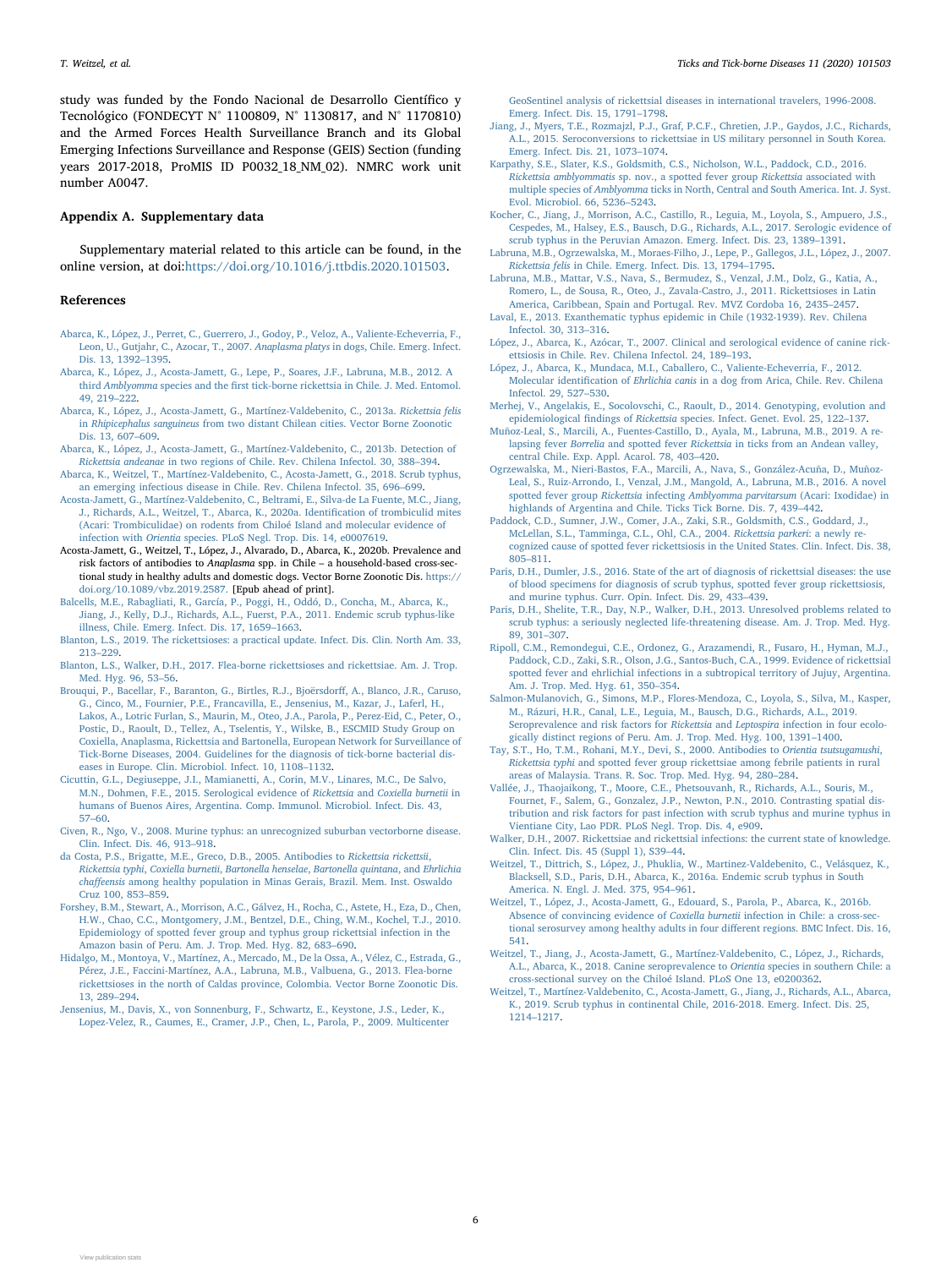study was funded by the Fondo Nacional de Desarrollo Científico y Tecnológico (FONDECYT N° 1100809, N° 1130817, and N° 1170810) and the Armed Forces Health Surveillance Branch and its Global Emerging Infections Surveillance and Response (GEIS) Section (funding years 2017-2018, ProMIS ID P0032_18_NM_02). NMRC work unit number A0047.

## Appendix A. Supplementary data

Supplementary material related to this article can be found, in the online version, at doi:https://doi.org/10.1016/j.ttbdis.2020.101503.

## References

Abarca, K., López, J., Perret, C., Guerrero, J., Godoy, P., Veloz, A., Valiente-Echeverria, F., Leon, U., Gutjahr, C., Azocar, T., 2007. *Anaplasma platys* in dogs, Chile. Emerg. Infect. Dis. 13, 1392–1395.

Abarca, K., López, J., Acosta-Jamett, G., Lepe, P., Soares, J.F., Labruna, M.B., 2012. A third *Amblyomma* species and the first tick-borne rickettsia in Chile. J. Med. Entomol. 49, 219–222.

Abarca, K., López, J., Acosta-Jamett, G., Martínez-Valdebenito, C., 2013a. *Rickettsia felis* in *Rhipicephalus sanguineus* from two distant Chilean cities. Vector Borne Zoonotic Dis. 13, 607–609.

Abarca, K., López, J., Acosta-Jamett, G., Martínez-Valdebenito, C., 2013b. Detection of *Rickettsia andeanae* in two regions of Chile. Rev. Chilena Infectol. 30, 388–394.

Abarca, K., Weitzel, T., Martínez-Valdebenito, C., Acosta-Jamett, G., 2018. Scrub typhus, an emerging infectious disease in Chile. Rev. Chilena Infectol. 35, 696–699.

Acosta-Jamett, G., Martínez-Valdebenito, C., Beltrami, E., Silva-de La Fuente, M.C., Jiang, J., Richards, A.L., Weitzel, T., Abarca, K., 2020a. Identification of trombiculid mites (Acari: Trombiculidae) on rodents from Chiloé Island and molecular evidence of infection with *Orientia* species. PLoS Negl. Trop. Dis. 14, e0007619.

Acosta-Jamett, G., Weitzel, T., López, J., Alvarado, D., Abarca, K., 2020b. Prevalence and risk factors of antibodies to *Anaplasma* spp. in Chile – a household-based cross-sectional study in healthy adults and domestic dogs. Vector Borne Zoonotic Dis. https://doi.org/10.1089/vbz.2019.2587. [Epub ahead of print].

Balcells, M.E., Rabagliati, R., García, P., Poggi, H., Oddó, D., Concha, M., Abarca, K., Jiang, J., Kelly, D.J., Richards, A.L., Fuerst, P.A., 2011. Endemic scrub typhus-like illness, Chile. Emerg. Infect. Dis. 17, 1659–1663.

Blanton, L.S., 2019. The rickettsioses: a practical update. Infect. Dis. Clin. North Am. 33, 213–229.

Blanton, L.S., Walker, D.H., 2017. Flea-borne rickettsioses and rickettsiae. Am. J. Trop. Med. Hyg. 96, 53–56.

Brouqui, P., Bacellar, F., Baranton, G., Birtles, R.J., Bjoërsdorff, A., Blanco, J.R., Caruso, G., Cinco, M., Fournier, P.E., Francavilla, E., Jensenius, M., Kazar, J., Laferl, H., Lakos, A., Lotric Furlan, S., Maurin, M., Oteo, J.A., Parola, P., Perez-Eid, C., Peter, O., Postic, D., Raoult, D., Tellez, A., Tselentis, Y., Wilske, B., ESCMID Study Group on Coxiella, Anaplasma, Rickettsia and Bartonella, European Network for Surveillance of Tick-Borne Diseases, 2004. Guidelines for the diagnosis of tick-borne bacterial diseases in Europe. Clin. Microbiol. Infect. 10, 1108–1132.

Cicuttin, G.L., Degiuseppe, J.I., Mamianetti, A., Corin, M.V., Linares, M.C., De Salvo, M.N., Dohmen, F.E., 2015. Serological evidence of *Rickettsia* and *Coxiella burnetii* in humans of Buenos Aires, Argentina. Comp. Immunol. Microbiol. Infect. Dis. 43, 57–60.

Civen, R., Ngo, V., 2008. Murine typhus: an unrecognized suburban vectorborne disease. Clin. Infect. Dis. 46, 913–918.

da Costa, P.S., Brigatte, M.E., Greco, D.B., 2005. Antibodies to *Rickettsia rickettsii*, *Rickettsia typhi*, *Coxiella burnetii*, *Bartonella henselae*, *Bartonella quintana*, and *Ehrlichia chaffeensis* among healthy population in Minas Gerais, Brazil. Mem. Inst. Oswaldo Cruz 100, 853–859.

Forshey, B.M., Stewart, A., Morrison, A.C., Gálvez, H., Rocha, C., Astete, H., Eza, D., Chen, H.W., Chao, C.C., Montgomery, J.M., Bentzel, D.E., Ching, W.M., Kochel, T.J., 2010. Epidemiology of spotted fever group and typhus group rickettsial infection in the Amazon basin of Peru. Am. J. Trop. Med. Hyg. 82, 683–690.

Hidalgo, M., Montoya, V., Martínez, A., Mercado, M., De la Ossa, A., Vélez, C., Estrada, G., Pérez, J.E., Faccini-Martínez, A.A., Labruna, M.B., Valbuena, G., 2013. Flea-borne rickettsioses in the north of Caldas province, Colombia. Vector Borne Zoonotic Dis. 13, 289–294.

Jensenius, M., Davis, X., von Sonnenburg, F., Schwartz, E., Keystone, J.S., Leder, K., Lopez-Velez, R., Caumes, E., Cramer, J.P., Chen, L., Parola, P., 2009. Multicenter GeoSentinel analysis of rickettsial diseases in international travelers, 1996-2008. Emerg. Infect. Dis. 15, 1791–1798.

Jiang, J., Myers, T.E., Rozmajzl, P.J., Graf, P.C.F., Chretien, J.P., Gaydos, J.C., Richards, A.L., 2015. Seroconversions to rickettsiae in US military personnel in South Korea. Emerg. Infect. Dis. 21, 1073–1074.

Karpathy, S.E., Slater, K.S., Goldsmith, C.S., Nicholson, W.L., Paddock, C.D., 2016. *Rickettsia amblyommatis* sp. nov., a spotted fever group *Rickettsia* associated with multiple species of *Amblyomma* ticks in North, Central and South America. Int. J. Syst. Evol. Microbiol. 66, 5236–5243.

Kocher, C., Jiang, J., Morrison, A.C., Castillo, R., Leguia, M., Loyola, S., Ampuero, J.S., Cespedes, M., Halsey, E.S., Bausch, D.G., Richards, A.L., 2017. Serologic evidence of scrub typhus in the Peruvian Amazon. Emerg. Infect. Dis. 23, 1389–1391.

Labruna, M.B., Ogrzewalska, M., Moraes-Filho, J., Lepe, P., Gallegos, J.L., López, J., 2007. *Rickettsia felis* in Chile. Emerg. Infect. Dis. 13, 1794–1795.

Labruna, M.B., Mattar, V.S., Nava, S., Bermudez, S., Venzal, J.M., Dolz, G., Katia, A., Romero, L., de Sousa, R., Oteo, J., Zavala-Castro, J., 2011. Rickettsioses in Latin America, Caribbean, Spain and Portugal. Rev. MVZ Cordoba 16, 2435–2457.

Laval, E., 2013. Exanthematic typhus epidemic in Chile (1932-1939). Rev. Chilena Infectol. 30, 313–316.

López, J., Abarca, K., Azócar, T., 2007. Clinical and serological evidence of canine rickettsiosis in Chile. Rev. Chilena Infectol. 24, 189–193.

López, J., Abarca, K., Mundaca, M.I., Caballero, C., Valiente-Echeverria, F., 2012. Molecular identification of *Ehrlichia canis* in a dog from Arica, Chile. Rev. Chilena Infectol. 29, 527–530.

Merhej, V., Angelakis, E., Socolovschi, C., Raoult, D., 2014. Genotyping, evolution and epidemiological findings of *Rickettsia* species. Infect. Genet. Evol. 25, 122–137.

Muñoz-Leal, S., Marcili, A., Fuentes-Castillo, D., Ayala, M., Labruna, M.B., 2019. A relapsing fever *Borrelia* and spotted fever *Rickettsia* in ticks from an Andean valley, central Chile. Exp. Appl. Acarol. 78, 403–420.

Ogrzewalska, M., Nieri-Bastos, F.A., Marcili, A., Nava, S., González-Acuña, D., Muñoz-Leal, S., Ruiz-Arrondo, I., Venzal, J.M., Mangold, A., Labruna, M.B., 2016. A novel spotted fever group *Rickettsia* infecting *Amblyomma parvitarsum* (Acari: Ixodidae) in highlands of Argentina and Chile. Ticks Tick Borne. Dis. 7, 439–442.

Paddock, C.D., Sumner, J.W., Comer, J.A., Zaki, S.R., Goldsmith, C.S., Goddard, J., McLellan, S.L., Tamminga, C.L., Ohl, C.A., 2004. *Rickettsia parkeri*: a newly recognized cause of spotted fever rickettsiosis in the United States. Clin. Infect. Dis. 38, 805–811.

Paris, D.H., Dumler, J.S., 2016. State of the art of diagnosis of rickettsial diseases: the use of blood specimens for diagnosis of scrub typhus, spotted fever group rickettsiosis, and murine typhus. Curr. Opin. Infect. Dis. 29, 433–439.

Paris, D.H., Shelite, T.R., Day, N.P., Walker, D.H., 2013. Unresolved problems related to scrub typhus: a seriously neglected life-threatening disease. Am. J. Trop. Med. Hyg. 89, 301–307.

Ripoll, C.M., Remondegui, C.E., Ordonez, G., Arazamendi, R., Fusaro, H., Hyman, M.J., Paddock, C.D., Zaki, S.R., Olson, J.G., Santos-Buch, C.A., 1999. Evidence of rickettsial spotted fever and ehrlichial infections in a subtropical territory of Jujuy, Argentina. Am. J. Trop. Med. Hyg. 61, 350–354.

Salmon-Mulanovich, G., Simons, M.P., Flores-Mendoza, C., Loyola, S., Silva, M., Kasper, M., Rázuri, H.R., Canal, L.E., Leguia, M., Bausch, D.G., Richards, A.L., 2019. Seroprevalence and risk factors for *Rickettsia* and *Leptospira* infection in four ecologically distinct regions of Peru. Am. J. Trop. Med. Hyg. 100, 1391–1400.

Tay, S.T., Ho, T.M., Rohani, M.Y., Devi, S., 2000. Antibodies to *Orientia tsutsugamushi*, *Rickettsia typhi* and spotted fever group rickettsiae among febrile patients in rural areas of Malaysia. Trans. R. Soc. Trop. Med. Hyg. 94, 280–284.

Vallée, J., Thaojaikong, T., Moore, C.E., Phetsouvanh, R., Richards, A.L., Souris, M., Fournet, F., Salem, G., Gonzalez, J.P., Newton, P.N., 2010. Contrasting spatial distribution and risk factors for past infection with scrub typhus and murine typhus in Vientiane City, Lao PDR. PLoS Negl. Trop. Dis. 4, e909.

Walker, D.H., 2007. Rickettsiae and rickettsial infections: the current state of knowledge. Clin. Infect. Dis. 45 (Suppl 1), S39–44.

Weitzel, T., Dittrich, S., López, J., Phuklia, W., Martinez-Valdebenito, C., Velásquez, K., Blacksell, S.D., Paris, D.H., Abarca, K., 2016a. Endemic scrub typhus in South America. N. Engl. J. Med. 375, 954–961.

Weitzel, T., López, J., Acosta-Jamett, G., Edouard, S., Parola, P., Abarca, K., 2016b. Absence of convincing evidence of *Coxiella burnetii* infection in Chile: a cross-sectional serosurvey among healthy adults in four different regions. BMC Infect. Dis. 16, 541.

Weitzel, T., Jiang, J., Acosta-Jamett, G., Martínez-Valdebenito, C., López, J., Richards, A.L., Abarca, K., 2018. Canine seroprevalence to *Orientia* species in southern Chile: a cross-sectional survey on the Chiloé Island. PLoS One 13, e0200362.

Weitzel, T., Martínez-Valdebenito, C., Acosta-Jamett, G., Jiang, J., Richards, A.L., Abarca, K., 2019. Scrub typhus in continental Chile, 2016-2018. Emerg. Infect. Dis. 25, 1214–1217.